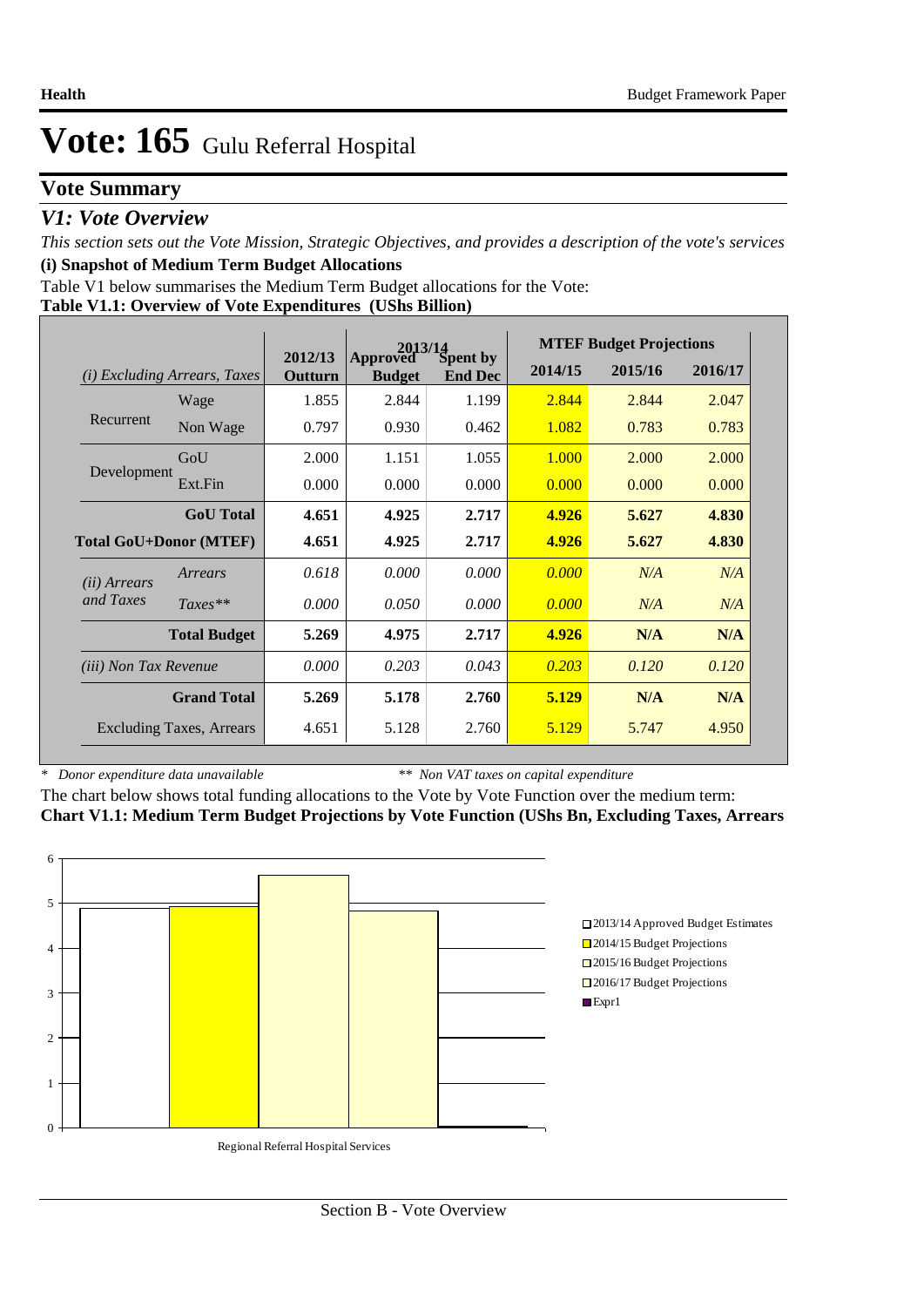# Vote: 165 Gulu Referral Hospital

## Vote Summary

### *V1: Vote Overview*

*This section sets out the Vote Mission, Strategic Objectives, and provides a description of the vote's services*

**(i) Snapshot of Medium Term Budget Allocations**

Table V1 below summarises the Medium Term Budget allocations for the Vote:

**Table V1.1: Overview of Vote Expenditures (UShs Billion)**

| *(i) Excluding Arrears, Taxes* | | 2012/13 Outturn | 2013/14 Approved Budget | 2013/14 Spent by End Dec | MTEF Budget Projections 2014/15 | 2015/16 | 2016/17 |
|---|---|---|---|---|---|---|---|
| Recurrent | Wage | 1.855 | 2.844 | 1.199 | 2.844 | 2.844 | 2.047 |
| | Non Wage | 0.797 | 0.930 | 0.462 | 1.082 | 0.783 | 0.783 |
| Development | GoU | 2.000 | 1.151 | 1.055 | 1.000 | 2.000 | 2.000 |
| | Ext.Fin | 0.000 | 0.000 | 0.000 | 0.000 | 0.000 | 0.000 |
| | **GoU Total** | **4.651** | **4.925** | **2.717** | **4.926** | **5.627** | **4.830** |
| **Total GoU+Donor (MTEF)** | | **4.651** | **4.925** | **2.717** | **4.926** | **5.627** | **4.830** |
| *(ii) Arrears and Taxes* | *Arrears* | *0.618* | *0.000* | *0.000* | *0.000* | *N/A* | *N/A* |
| | *Taxes*** | *0.000* | *0.050* | *0.000* | *0.000* | *N/A* | *N/A* |
| | **Total Budget** | **5.269** | **4.975** | **2.717** | **4.926** | **N/A** | **N/A** |
| *(iii) Non Tax Revenue* | | *0.000* | *0.203* | *0.043* | *0.203* | *0.120* | *0.120* |
| | **Grand Total** | **5.269** | **5.178** | **2.760** | **5.129** | **N/A** | **N/A** |
| Excluding Taxes, Arrears | | 4.651 | 5.128 | 2.760 | 5.129 | 5.747 | 4.950 |

\* *Donor expenditure data unavailable* ** *Non VAT taxes on capital expenditure*

The chart below shows total funding allocations to the Vote by Vote Function over the medium term:

**Chart V1.1: Medium Term Budget Projections by Vote Function (UShs Bn, Excluding Taxes, Arrears**

Legend: 2013/14 Approved Budget Estimates; 2014/15 Budget Projections; 2015/16 Budget Projections; 2016/17 Budget Projections; Expr1

Regional Referral Hospital Services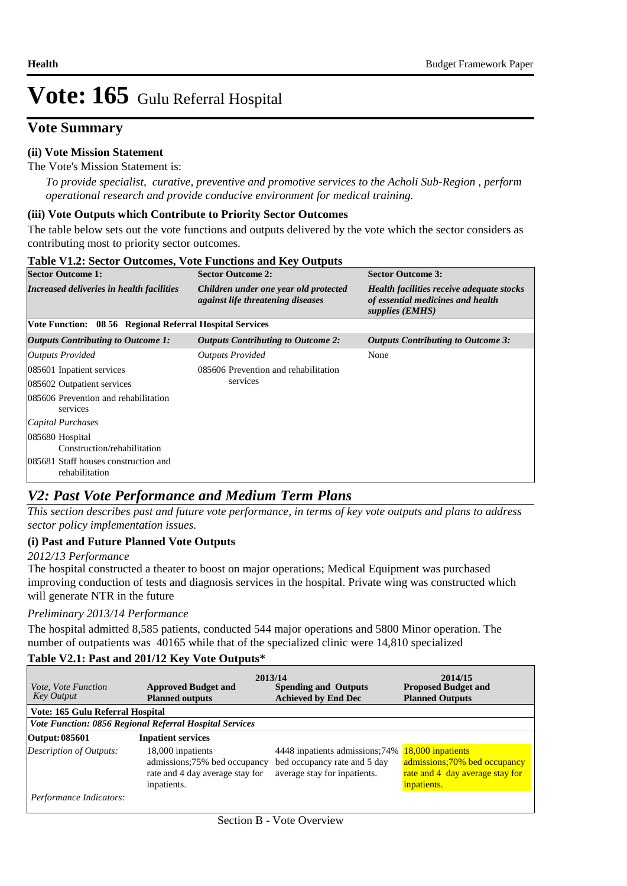# Vote: 165 Gulu Referral Hospital

## Vote Summary

### (ii) Vote Mission Statement

The Vote's Mission Statement is:

*To provide specialist, curative, preventive and promotive services to the Acholi Sub-Region , perform operational research and provide conducive environment for medical training.*

### (iii) Vote Outputs which Contribute to Priority Sector Outcomes

The table below sets out the vote functions and outputs delivered by the vote which the sector considers as contributing most to priority sector outcomes.

**Table V1.2: Sector Outcomes, Vote Functions and Key Outputs**

| Sector Outcome 1: | Sector Outcome 2: | Sector Outcome 3: |
|---|---|---|
| ***Increased deliveries in health facilities*** | ***Children under one year old protected against life threatening diseases*** | ***Health facilities receive adequate stocks of essential medicines and health supplies (EMHS)*** |
| **Vote Function: 08 56 Regional Referral Hospital Services** | | |
| ***Outputs Contributing to Outcome 1:*** | ***Outputs Contributing to Outcome 2:*** | ***Outputs Contributing to Outcome 3:*** |
| *Outputs Provided* | *Outputs Provided* | None |
| 085601 Inpatient services | 085606 Prevention and rehabilitation services | |
| 085602 Outpatient services | | |
| 085606 Prevention and rehabilitation services | | |
| *Capital Purchases* | | |
| 085680 Hospital Construction/rehabilitation | | |
| 085681 Staff houses construction and rehabilitation | | |

## *V2: Past Vote Performance and Medium Term Plans*

*This section describes past and future vote performance, in terms of key vote outputs and plans to address sector policy implementation issues.*

### (i) Past and Future Planned Vote Outputs

*2012/13 Performance*

The hospital constructed a theater to boost on major operations; Medical Equipment was purchased improving conduction of tests and diagnosis services in the hospital. Private wing was constructed which will generate NTR in the future

*Preliminary 2013/14 Performance*

The hospital admitted 8,585 patients, conducted 544 major operations and 5800 Minor operation. The number of outpatients was 40165 while that of the specialized clinic were 14,810 specialized

**Table V2.1: Past and 201/12 Key Vote Outputs***

| *Vote, Vote Function Key Output* | 2013/14 **Approved Budget and Planned outputs** | **Spending and Outputs Achieved by End Dec** | 2014/15 **Proposed Budget and Planned Outputs** |
|---|---|---|---|
| **Vote: 165 Gulu Referral Hospital** | | | |
| ***Vote Function: 0856 Regional Referral Hospital Services*** | | | |
| **Output: 085601** | **Inpatient services** | | |
| *Description of Outputs:* | 18,000 inpatients admissions;75% bed occupancy rate and 4 day average stay for inpatients. | 4448 inpatients admissions;74% bed occupancy rate and 5 day average stay for inpatients. | 18,000 inpatients admissions;70% bed occupancy rate and 4 day average stay for inpatients. |
| *Performance Indicators:* | | | |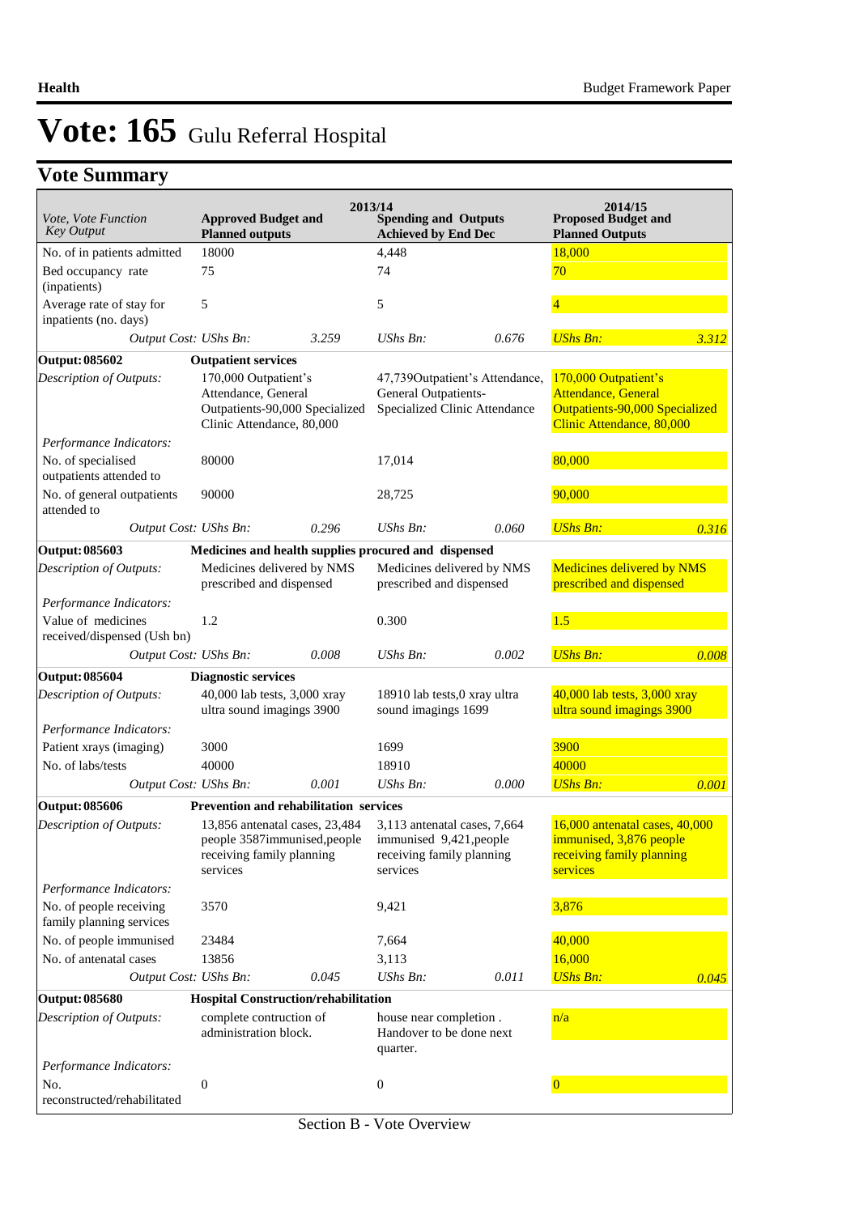# Vote: 165 Gulu Referral Hospital

## Vote Summary

| Vote, Vote Function<br>Key Output | 2013/14<br>Approved Budget and Planned outputs | | 2013/14<br>Spending and Outputs Achieved by End Dec | | 2014/15<br>Proposed Budget and Planned Outputs | |
|---|---|---|---|---|---|---|
| No. of in patients admitted | 18000 | | 4,448 | | 18,000 | |
| Bed occupancy rate (inpatients) | 75 | | 74 | | 70 | |
| Average rate of stay for inpatients (no. days) | 5 | | 5 | | 4 | |
| *Output Cost:* | *UShs Bn:* | *3.259* | *UShs Bn:* | *0.676* | *UShs Bn:* | *3.312* |
| **Output: 085602** | **Outpatient services** | | | | | |
| *Description of Outputs:* | 170,000 Outpatient's Attendance, General Outpatients-90,000 Specialized Clinic Attendance, 80,000 | | 47,739Outpatient's Attendance, General Outpatients-Specialized Clinic Attendance | | 170,000 Outpatient's Attendance, General Outpatients-90,000 Specialized Clinic Attendance, 80,000 | |
| *Performance Indicators:* | | | | | | |
| No. of specialised outpatients attended to | 80000 | | 17,014 | | 80,000 | |
| No. of general outpatients attended to | 90000 | | 28,725 | | 90,000 | |
| *Output Cost:* | *UShs Bn:* | *0.296* | *UShs Bn:* | *0.060* | *UShs Bn:* | *0.316* |
| **Output: 085603** | **Medicines and health supplies procured and dispensed** | | | | | |
| *Description of Outputs:* | Medicines delivered by NMS prescribed and dispensed | | Medicines delivered by NMS prescribed and dispensed | | Medicines delivered by NMS prescribed and dispensed | |
| *Performance Indicators:* | | | | | | |
| Value of medicines received/dispensed (Ush bn) | 1.2 | | 0.300 | | 1.5 | |
| *Output Cost:* | *UShs Bn:* | *0.008* | *UShs Bn:* | *0.002* | *UShs Bn:* | *0.008* |
| **Output: 085604** | **Diagnostic services** | | | | | |
| *Description of Outputs:* | 40,000 lab tests, 3,000 xray ultra sound imagings 3900 | | 18910 lab tests,0 xray ultra sound imagings 1699 | | 40,000 lab tests, 3,000 xray ultra sound imagings 3900 | |
| *Performance Indicators:* | | | | | | |
| Patient xrays (imaging) | 3000 | | 1699 | | 3900 | |
| No. of labs/tests | 40000 | | 18910 | | 40000 | |
| *Output Cost:* | *UShs Bn:* | *0.001* | *UShs Bn:* | *0.000* | *UShs Bn:* | *0.001* |
| **Output: 085606** | **Prevention and rehabilitation services** | | | | | |
| *Description of Outputs:* | 13,856 antenatal cases, 23,484 people 3587immunised,people receiving family planning services | | 3,113 antenatal cases, 7,664 immunised 9,421,people receiving family planning services | | 16,000 antenatal cases, 40,000 immunised, 3,876 people receiving family planning services | |
| *Performance Indicators:* | | | | | | |
| No. of people receiving family planning services | 3570 | | 9,421 | | 3,876 | |
| No. of people immunised | 23484 | | 7,664 | | 40,000 | |
| No. of antenatal cases | 13856 | | 3,113 | | 16,000 | |
| *Output Cost:* | *UShs Bn:* | *0.045* | *UShs Bn:* | *0.011* | *UShs Bn:* | *0.045* |
| **Output: 085680** | **Hospital Construction/rehabilitation** | | | | | |
| *Description of Outputs:* | complete contruction of administration block. | | house near completion . Handover to be done next quarter. | | n/a | |
| *Performance Indicators:* | | | | | | |
| No. reconstructed/rehabilitated | 0 | | 0 | | 0 | |

Section B - Vote Overview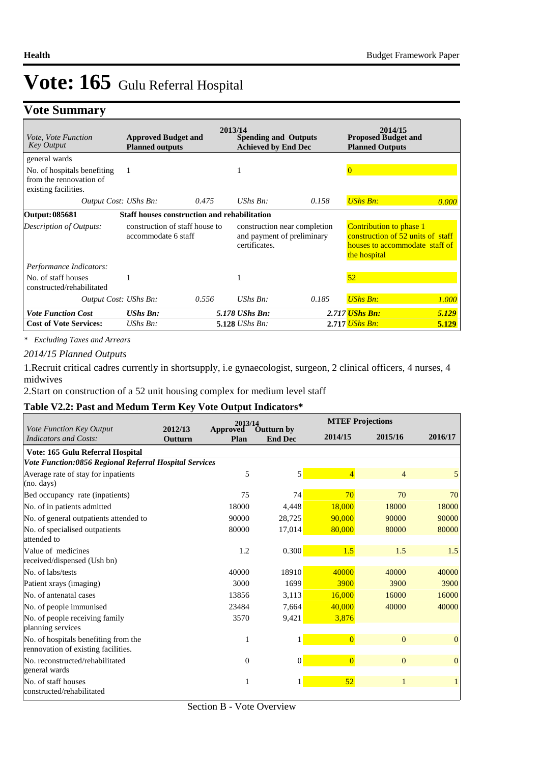# Vote: 165 Gulu Referral Hospital

## Vote Summary

| *Vote, Vote Function Key Output* | 2013/14 **Approved Budget and Planned outputs** | | **Spending and Outputs Achieved by End Dec** | | 2014/15 **Proposed Budget and Planned Outputs** | |
|---|---|---|---|---|---|---|
| general wards | | | | | | |
| No. of hospitals benefiting from the rennovation of existing facilities. | 1 | | 1 | | 0 | |
| *Output Cost:* | *UShs Bn:* | *0.475* | *UShs Bn:* | *0.158* | *UShs Bn:* | *0.000* |
| **Output: 085681** | **Staff houses construction and rehabilitation** | | | | | |
| *Description of Outputs:* | construction of staff house to accommodate 6 staff | | construction near completion and payment of preliminary certificates. | | Contribution to phase 1 construction of 52 units of staff houses to accommodate staff of the hospital | |
| *Performance Indicators:* | | | | | | |
| No. of staff houses constructed/rehabilitated | 1 | | 1 | | 52 | |
| *Output Cost:* | *UShs Bn:* | *0.556* | *UShs Bn:* | *0.185* | *UShs Bn:* | *1.000* |
| ***Vote Function Cost*** | ***UShs Bn:*** | ***5.178*** | ***UShs Bn:*** | ***2.717*** | ***UShs Bn:*** | ***5.129*** |
| **Cost of Vote Services:** | *UShs Bn:* | **5.128** | *UShs Bn:* | **2.717** | *UShs Bn:* | **5.129** |

*\* Excluding Taxes and Arrears*

*2014/15 Planned Outputs*

1.Recruit critical cadres currently in shortsupply, i.e gynaecologist, surgeon, 2 clinical officers, 4 nurses, 4 midwives

2.Start on construction of a 52 unit housing complex for medium level staff

### Table V2.2: Past and Medum Term Key Vote Output Indicators*

| *Vote Function Key Output Indicators and Costs:* | 2012/13 Outturn | 2013/14 Approved Plan | 2013/14 Outturn by End Dec | MTEF Projections 2014/15 | 2015/16 | 2016/17 |
|---|---|---|---|---|---|---|
| **Vote: 165 Gulu Referral Hospital** | | | | | | |
| ***Vote Function:0856 Regional Referral Hospital Services*** | | | | | | |
| Average rate of stay for inpatients (no. days) | | 5 | 5 | 4 | 4 | 5 |
| Bed occupancy rate (inpatients) | | 75 | 74 | 70 | 70 | 70 |
| No. of in patients admitted | | 18000 | 4,448 | 18,000 | 18000 | 18000 |
| No. of general outpatients attended to | | 90000 | 28,725 | 90,000 | 90000 | 90000 |
| No. of specialised outpatients attended to | | 80000 | 17,014 | 80,000 | 80000 | 80000 |
| Value of medicines received/dispensed (Ush bn) | | 1.2 | 0.300 | 1.5 | 1.5 | 1.5 |
| No. of labs/tests | | 40000 | 18910 | 40000 | 40000 | 40000 |
| Patient xrays (imaging) | | 3000 | 1699 | 3900 | 3900 | 3900 |
| No. of antenatal cases | | 13856 | 3,113 | 16,000 | 16000 | 16000 |
| No. of people immunised | | 23484 | 7,664 | 40,000 | 40000 | 40000 |
| No. of people receiving family planning services | | 3570 | 9,421 | 3,876 | | |
| No. of hospitals benefiting from the rennovation of existing facilities. | | 1 | 1 | 0 | 0 | 0 |
| No. reconstructed/rehabilitated general wards | | 0 | 0 | 0 | 0 | 0 |
| No. of staff houses constructed/rehabilitated | | 1 | 1 | 52 | 1 | 1 |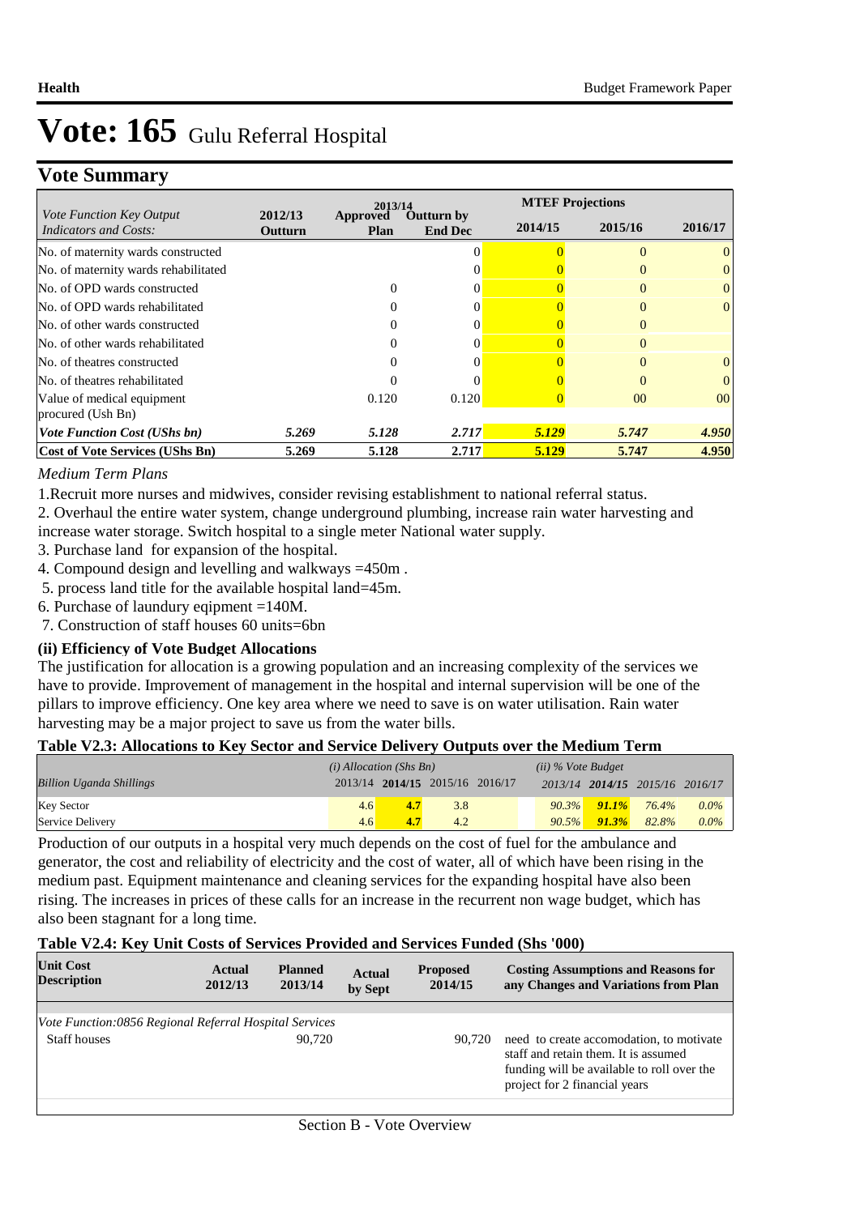# Vote: 165 Gulu Referral Hospital

## Vote Summary

| Vote Function Key Output Indicators and Costs: | 2012/13 Outturn | 2013/14 Approved Plan | 2013/14 Outturn by End Dec | MTEF Projections 2014/15 | 2015/16 | 2016/17 |
|---|---|---|---|---|---|---|
| No. of maternity wards constructed | | | 0 | 0 | 0 | 0 |
| No. of maternity wards rehabilitated | | | 0 | 0 | 0 | 0 |
| No. of OPD wards constructed | | 0 | 0 | 0 | 0 | 0 |
| No. of OPD wards rehabilitated | | 0 | 0 | 0 | 0 | 0 |
| No. of other wards constructed | | 0 | 0 | 0 | 0 | |
| No. of other wards rehabilitated | | 0 | 0 | 0 | 0 | |
| No. of theatres constructed | | 0 | 0 | 0 | 0 | 0 |
| No. of theatres rehabilitated | | 0 | 0 | 0 | 0 | 0 |
| Value of medical equipment procured (Ush Bn) | | 0.120 | 0.120 | 0 | 00 | 00 |
| *Vote Function Cost (UShs bn)* | *5.269* | *5.128* | *2.717* | *5.129* | *5.747* | *4.950* |
| **Cost of Vote Services (UShs Bn)** | **5.269** | **5.128** | **2.717** | **5.129** | **5.747** | **4.950** |

*Medium Term Plans*

1.Recruit more nurses and midwives, consider revising establishment to national referral status.
2. Overhaul the entire water system, change underground plumbing, increase rain water harvesting and increase water storage. Switch hospital to a single meter National water supply.
3. Purchase land for expansion of the hospital.
4. Compound design and levelling and walkways =450m .
5. process land title for the available hospital land=45m.
6. Purchase of laundury eqipment =140M.
7. Construction of staff houses 60 units=6bn

**(ii) Efficiency of Vote Budget Allocations**

The justification for allocation is a growing population and an increasing complexity of the services we have to provide. Improvement of management in the hospital and internal supervision will be one of the pillars to improve efficiency. One key area where we need to save is on water utilisation. Rain water harvesting may be a major project to save us from the water bills.

**Table V2.3: Allocations to Key Sector and Service Delivery Outputs over the Medium Term**

| *Billion Uganda Shillings* | *(i) Allocation (Shs Bn)* 2013/14 | 2014/15 | 2015/16 | 2016/17 | *(ii) % Vote Budget* 2013/14 | 2014/15 | 2015/16 | 2016/17 |
|---|---|---|---|---|---|---|---|---|
| Key Sector | 4.6 | **4.7** | 3.8 | | 90.3% | **91.1%** | 76.4% | 0.0% |
| Service Delivery | 4.6 | **4.7** | 4.2 | | 90.5% | **91.3%** | 82.8% | 0.0% |

Production of our outputs in a hospital very much depends on the cost of fuel for the ambulance and generator, the cost and reliability of electricity and the cost of water, all of which have been rising in the medium past. Equipment maintenance and cleaning services for the expanding hospital have also been rising. The increases in prices of these calls for an increase in the recurrent non wage budget, which has also been stagnant for a long time.

**Table V2.4: Key Unit Costs of Services Provided and Services Funded (Shs '000)**

| Unit Cost Description | Actual 2012/13 | Planned 2013/14 | Actual by Sept | Proposed 2014/15 | Costing Assumptions and Reasons for any Changes and Variations from Plan |
|---|---|---|---|---|---|
| *Vote Function:0856 Regional Referral Hospital Services* | | | | | |
| Staff houses | | 90,720 | | 90,720 | need to create accomodation, to motivate staff and retain them. It is assumed funding will be available to roll over the project for 2 financial years |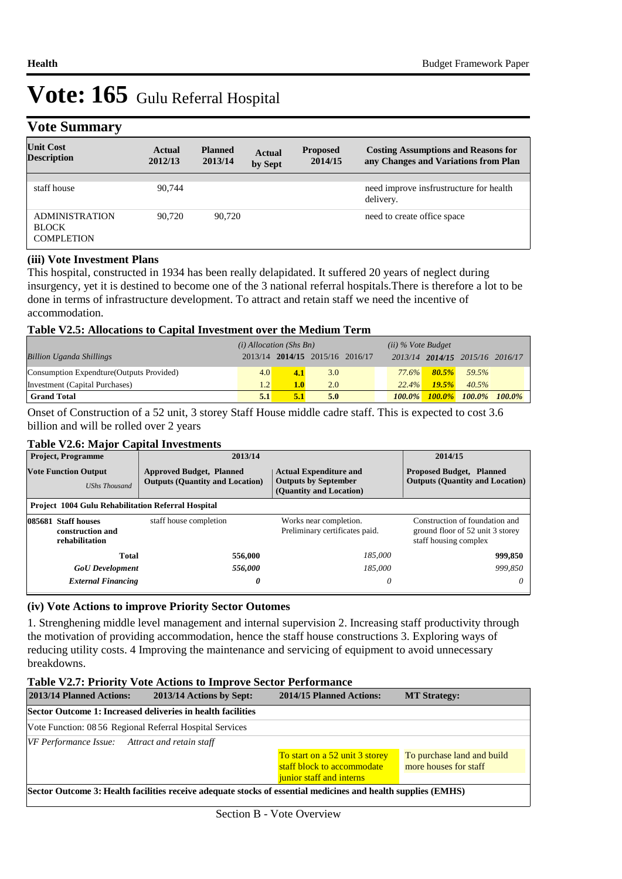# Vote: 165 Gulu Referral Hospital

## Vote Summary

| Unit Cost Description | Actual 2012/13 | Planned 2013/14 | Actual by Sept | Proposed 2014/15 | Costing Assumptions and Reasons for any Changes and Variations from Plan |
|---|---|---|---|---|---|
| staff house | 90,744 | | | | need improve insfrustructure for health delivery. |
| ADMINISTRATION BLOCK COMPLETION | 90,720 | 90,720 | | | need to create office space |

### (iii) Vote Investment Plans

This hospital, constructed in 1934 has been really delapidated. It suffered 20 years of neglect during insurgency, yet it is destined to become one of the 3 national referral hospitals.There is therefore a lot to be done in terms of infrastructure development. To attract and retain staff we need the incentive of accommodation.

**Table V2.5: Allocations to Capital Investment over the Medium Term**

| | *(i) Allocation (Shs Bn)* | | | | *(ii) % Vote Budget* | | | |
|---|---|---|---|---|---|---|---|---|
| *Billion Uganda Shillings* | 2013/14 | **2014/15** | 2015/16 | 2016/17 | *2013/14* | ***2014/15*** | *2015/16* | *2016/17* |
| Consumption Expendture(Outputs Provided) | 4.0 | **4.1** | 3.0 | | *77.6%* | ***80.5%*** | *59.5%* | |
| Investment (Capital Purchases) | 1.2 | **1.0** | 2.0 | | *22.4%* | ***19.5%*** | *40.5%* | |
| **Grand Total** | **5.1** | **5.1** | **5.0** | | ***100.0%*** | ***100.0%*** | ***100.0%*** | ***100.0%*** |

Onset of Construction of a 52 unit, 3 storey Staff House middle cadre staff. This is expected to cost 3.6 billion and will be rolled over 2 years

**Table V2.6: Major Capital Investments**

| Project, Programme | 2013/14 | | 2014/15 |
|---|---|---|---|
| **Vote Function Output** *UShs Thousand* | **Approved Budget, Planned Outputs (Quantity and Location)** | **Actual Expenditure and Outputs by September (Quantity and Location)** | **Proposed Budget, Planned Outputs (Quantity and Location)** |
| **Project 1004 Gulu Rehabilitation Referral Hospital** | | | |
| **085681 Staff houses construction and rehabilitation** | staff house completion | Works near completion. Preliminary certificates paid. | Construction of foundation and ground floor of 52 unit 3 storey staff housing complex |
| **Total** | **556,000** | *185,000* | **999,850** |
| ***GoU Development*** | ***556,000*** | *185,000* | *999,850* |
| ***External Financing*** | ***0*** | *0* | *0* |

### (iv) Vote Actions to improve Priority Sector Outomes

1. Strenghening middle level management and internal supervision 2. Increasing staff productivity through the motivation of providing accommodation, hence the staff house constructions 3. Exploring ways of reducing utility costs. 4 Improving the maintenance and servicing of equipment to avoid unnecessary breakdowns.

**Table V2.7: Priority Vote Actions to Improve Sector Performance**

| 2013/14 Planned Actions: | 2013/14 Actions by Sept: | 2014/15 Planned Actions: | MT Strategy: |
|---|---|---|---|
| **Sector Outcome 1: Increased deliveries in health facilities** | | | |
| Vote Function: 08 56 Regional Referral Hospital Services | | | |
| *VF Performance Issue: Attract and retain staff* | | | |
| | | To start on a 52 unit 3 storey staff block to accommodate junior staff and interns | To purchase land and build more houses for staff |
| **Sector Outcome 3: Health facilities receive adequate stocks of essential medicines and health supplies (EMHS)** | | | |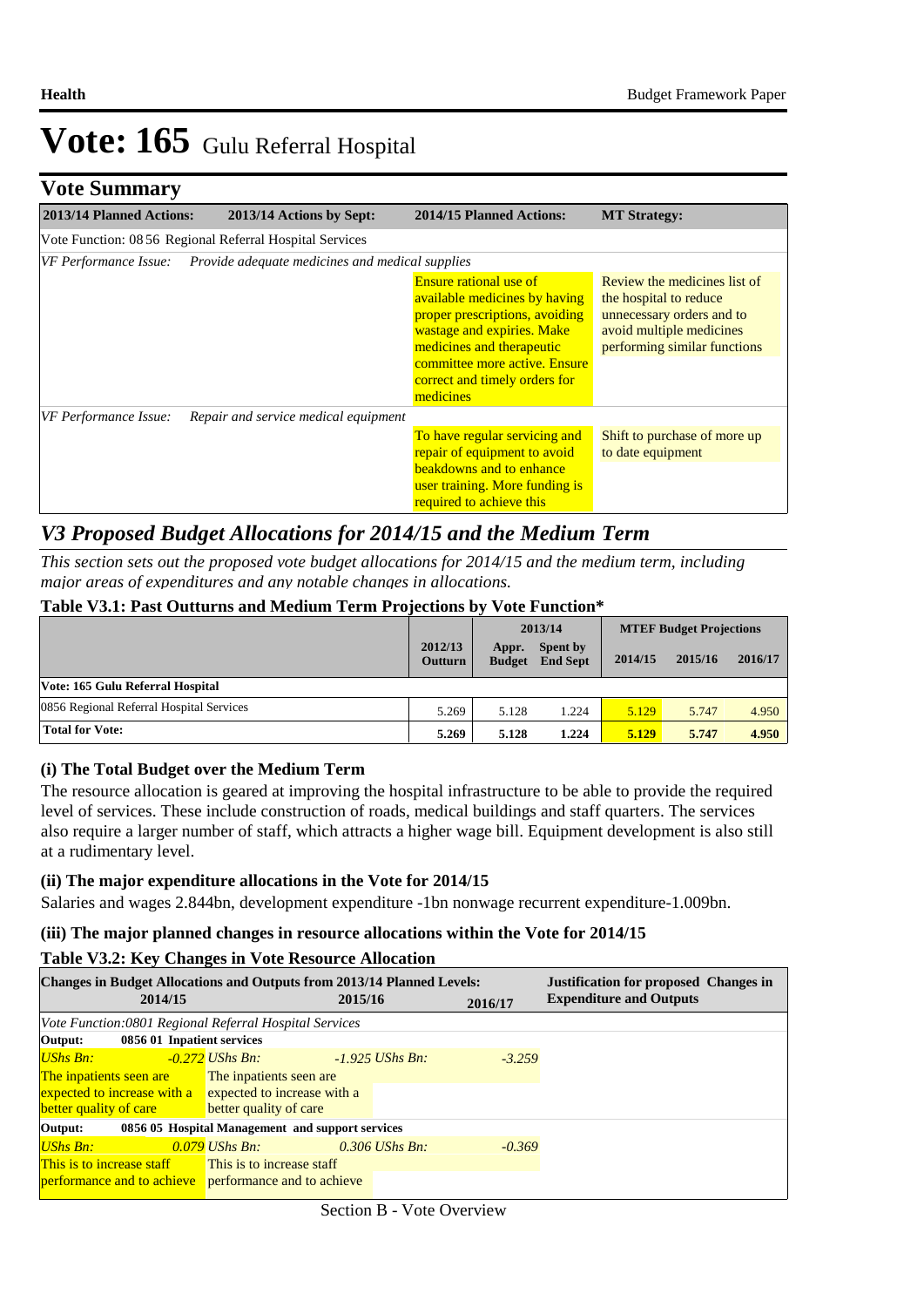# Vote: 165 Gulu Referral Hospital

## Vote Summary

| 2013/14 Planned Actions: | 2013/14 Actions by Sept: | 2014/15 Planned Actions: | MT Strategy: |
|---|---|---|---|
| Vote Function: 08 56 Regional Referral Hospital Services | | | |
| *VF Performance Issue:* | *Provide adequate medicines and medical supplies* | | |
| | | Ensure rational use of available medicines by having proper prescriptions, avoiding wastage and expiries. Make medicines and therapeutic committee more active. Ensure correct and timely orders for medicines | Review the medicines list of the hospital to reduce unnecessary orders and to avoid multiple medicines performing similar functions |
| *VF Performance Issue:* | *Repair and service medical equipment* | | |
| | | To have regular servicing and repair of equipment to avoid beakdowns and to enhance user training. More funding is required to achieve this | Shift to purchase of more up to date equipment |

## *V3 Proposed Budget Allocations for 2014/15 and the Medium Term*

*This section sets out the proposed vote budget allocations for 2014/15 and the medium term, including major areas of expenditures and any notable changes in allocations.*

**Table V3.1: Past Outturns and Medium Term Projections by Vote Function***

| | 2012/13 Outturn | 2013/14 Appr. Budget | 2013/14 Spent by End Sept | MTEF Budget Projections 2014/15 | 2015/16 | 2016/17 |
|---|---|---|---|---|---|---|
| **Vote: 165 Gulu Referral Hospital** | | | | | | |
| 0856 Regional Referral Hospital Services | 5.269 | 5.128 | 1.224 | 5.129 | 5.747 | 4.950 |
| **Total for Vote:** | **5.269** | **5.128** | **1.224** | **5.129** | **5.747** | **4.950** |

### (i) The Total Budget over the Medium Term

The resource allocation is geared at improving the hospital infrastructure to be able to provide the required level of services. These include construction of roads, medical buildings and staff quarters. The services also require a larger number of staff, which attracts a higher wage bill. Equipment development is also still at a rudimentary level.

### (ii) The major expenditure allocations in the Vote for 2014/15

Salaries and wages 2.844bn, development expenditure -1bn nonwage recurrent expenditure-1.009bn.

### (iii) The major planned changes in resource allocations within the Vote for 2014/15

**Table V3.2: Key Changes in Vote Resource Allocation**

| Changes in Budget Allocations and Outputs from 2013/14 Planned Levels: 2014/15 | 2015/16 | 2016/17 | Justification for proposed Changes in Expenditure and Outputs |
|---|---|---|---|
| *Vote Function:0801 Regional Referral Hospital Services* | | | |
| **Output: 0856 01 Inpatient services** | | | |
| *UShs Bn: -0.272* | *UShs Bn: -1.925* | *UShs Bn: -3.259* | |
| The inpatients seen are expected to increase with a better quality of care | The inpatients seen are expected to increase with a better quality of care | | |
| **Output: 0856 05 Hospital Management and support services** | | | |
| *UShs Bn: 0.079* | *UShs Bn: 0.306* | *UShs Bn: -0.369* | |
| This is to increase staff performance and to achieve | This is to increase staff performance and to achieve | | |

Section B - Vote Overview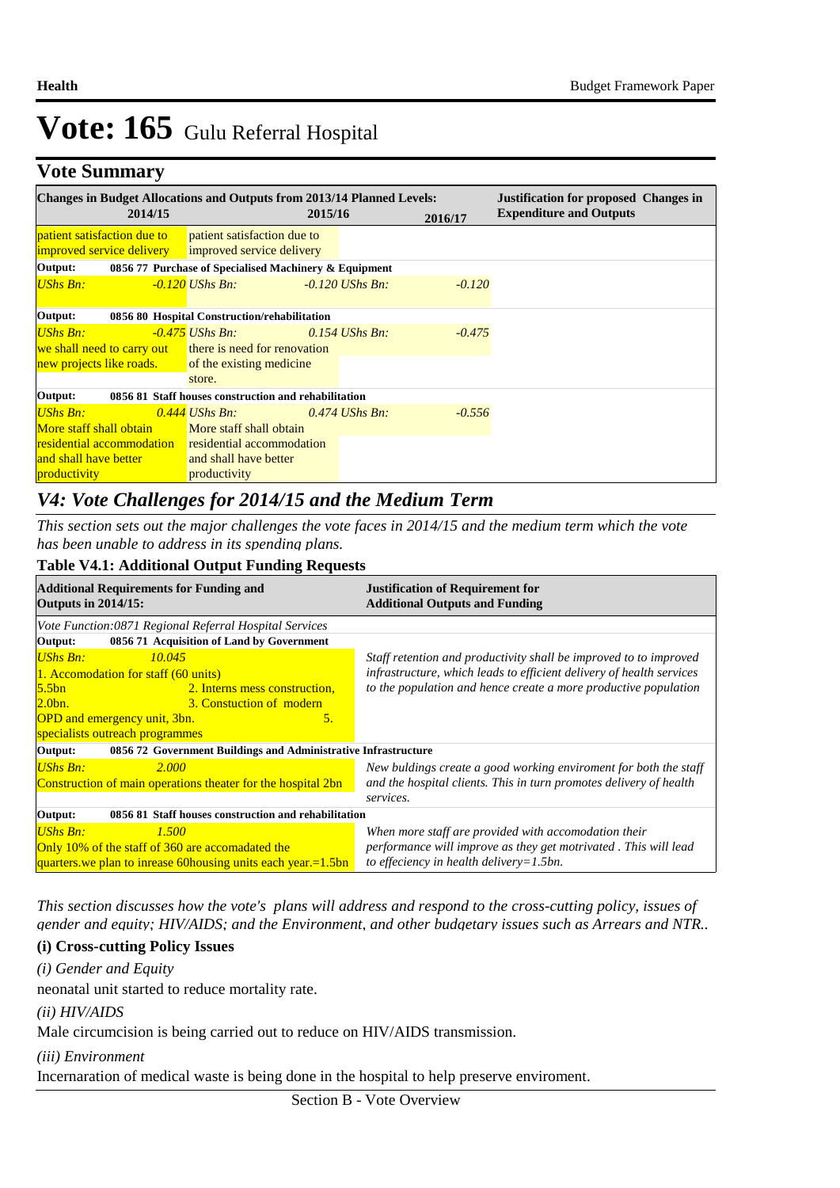# Vote: 165 Gulu Referral Hospital

## Vote Summary

| Changes in Budget Allocations and Outputs from 2013/14 Planned Levels: 2014/15 | 2015/16 | 2016/17 | Justification for proposed Changes in Expenditure and Outputs |
|---|---|---|---|
| patient satisfaction due to improved service delivery | patient satisfaction due to improved service delivery | | |
| **Output: 0856 77 Purchase of Specialised Machinery & Equipment** | | | |
| *UShs Bn: -0.120* | *UShs Bn: -0.120* | *UShs Bn: -0.120* | |
| **Output: 0856 80 Hospital Construction/rehabilitation** | | | |
| *UShs Bn: -0.475* | *UShs Bn: 0.154* | *UShs Bn: -0.475* | |
| we shall need to carry out new projects like roads. | there is need for renovation of the existing medicine store. | | |
| **Output: 0856 81 Staff houses construction and rehabilitation** | | | |
| *UShs Bn: 0.444* | *UShs Bn: 0.474* | *UShs Bn: -0.556* | |
| More staff shall obtain residential accommodation and shall have better productivity | More staff shall obtain residential accommodation and shall have better productivity | | |

## *V4: Vote Challenges for 2014/15 and the Medium Term*

*This section sets out the major challenges the vote faces in 2014/15 and the medium term which the vote has been unable to address in its spending plans.*

**Table V4.1: Additional Output Funding Requests**

| Additional Requirements for Funding and Outputs in 2014/15: | Justification of Requirement for Additional Outputs and Funding |
|---|---|
| *Vote Function:0871 Regional Referral Hospital Services* | |
| **Output: 0856 71 Acquisition of Land by Government** | |
| *UShs Bn: 10.045*<br>1. Accomodation for staff (60 units) 5.5bn 2. Interns mess construction, 2.0bn. 3. Constuction of modern OPD and emergency unit, 3bn. 5. specialists outreach programmes | *Staff retention and productivity shall be improved to to improved infrastructure, which leads to efficient delivery of health services to the population and hence create a more productive population* |
| **Output: 0856 72 Government Buildings and Administrative Infrastructure** | |
| *UShs Bn: 2.000*<br>Construction of main operations theater for the hospital 2bn | *New buldings create a good working enviroment for both the staff and the hospital clients. This in turn promotes delivery of health services.* |
| **Output: 0856 81 Staff houses construction and rehabilitation** | |
| *UShs Bn: 1.500*<br>Only 10% of the staff of 360 are accomadated the quarters.we plan to inrease 60housing units each year.=1.5bn | *When more staff are provided with accomodation their performance will improve as they get motrivated . This will lead to effeciency in health delivery=1.5bn.* |

*This section discusses how the vote's plans will address and respond to the cross-cutting policy, issues of gender and equity; HIV/AIDS; and the Environment, and other budgetary issues such as Arrears and NTR..*

### (i) Cross-cutting Policy Issues

*(i) Gender and Equity*

neonatal unit started to reduce mortality rate.

*(ii) HIV/AIDS*

Male circumcision is being carried out to reduce on HIV/AIDS transmission.

*(iii) Environment*

Incernaration of medical waste is being done in the hospital to help preserve enviroment.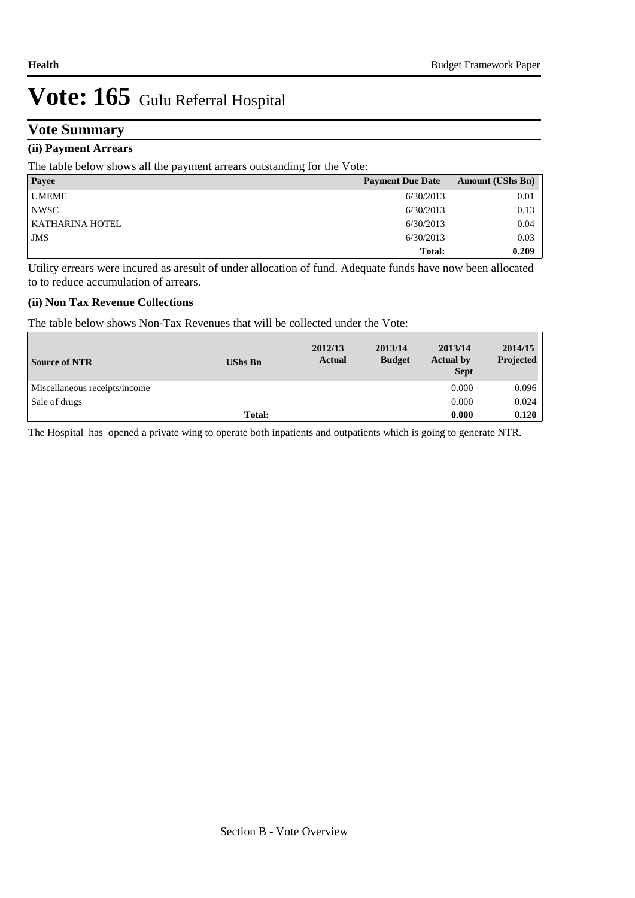# Vote: 165 Gulu Referral Hospital

## Vote Summary

### (ii) Payment Arrears

The table below shows all the payment arrears outstanding for the Vote:

| Payee | Payment Due Date | Amount (UShs Bn) |
|---|---|---|
| UMEME | 6/30/2013 | 0.01 |
| NWSC | 6/30/2013 | 0.13 |
| KATHARINA HOTEL | 6/30/2013 | 0.04 |
| JMS | 6/30/2013 | 0.03 |
| | **Total:** | **0.209** |

Utility errears were incured as aresult of under allocation of fund. Adequate funds have now been allocated to to reduce accumulation of arrears.

### (ii) Non Tax Revenue Collections

The table below shows Non-Tax Revenues that will be collected under the Vote:

| Source of NTR | UShs Bn | 2012/13 Actual | 2013/14 Budget | 2013/14 Actual by Sept | 2014/15 Projected |
|---|---|---|---|---|---|
| Miscellaneous receipts/income | | | | 0.000 | 0.096 |
| Sale of drugs | | | | 0.000 | 0.024 |
| | **Total:** | | | **0.000** | **0.120** |

The Hospital has opened a private wing to operate both inpatients and outpatients which is going to generate NTR.